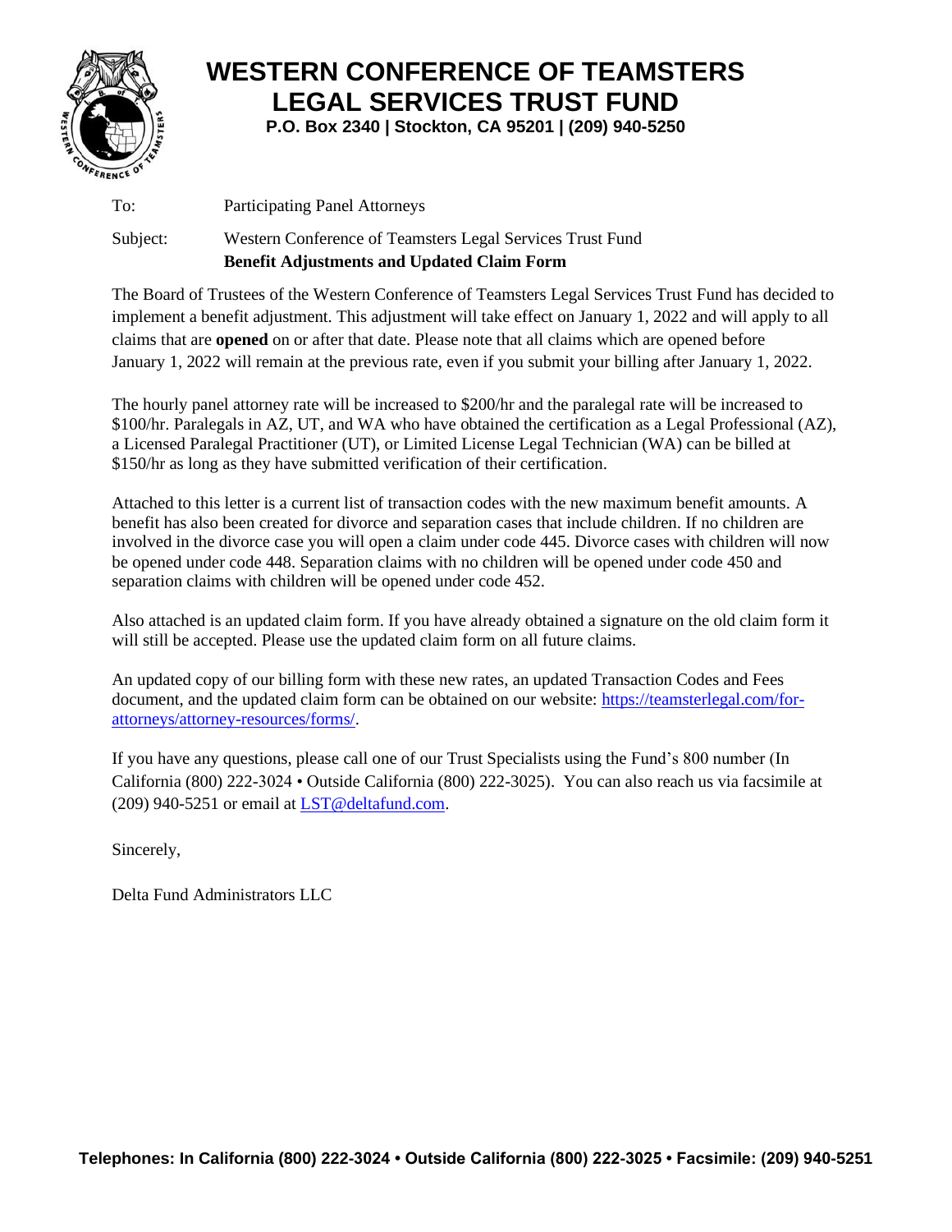# WESTERN CONFERENCE OF TEAMSTERS LEGAL SERVICES TRUST FUND

**P.O. Box 2340 | Stockton, CA 95201 | (209) 940-5250**

To: Participating Panel Attorneys

Subject: Western Conference of Teamsters Legal Services Trust Fund
**Benefit Adjustments and Updated Claim Form**

The Board of Trustees of the Western Conference of Teamsters Legal Services Trust Fund has decided to implement a benefit adjustment. This adjustment will take effect on January 1, 2022 and will apply to all claims that are **opened** on or after that date. Please note that all claims which are opened before January 1, 2022 will remain at the previous rate, even if you submit your billing after January 1, 2022.

The hourly panel attorney rate will be increased to $200/hr and the paralegal rate will be increased to $100/hr. Paralegals in AZ, UT, and WA who have obtained the certification as a Legal Professional (AZ), a Licensed Paralegal Practitioner (UT), or Limited License Legal Technician (WA) can be billed at $150/hr as long as they have submitted verification of their certification.

Attached to this letter is a current list of transaction codes with the new maximum benefit amounts. A benefit has also been created for divorce and separation cases that include children. If no children are involved in the divorce case you will open a claim under code 445. Divorce cases with children will now be opened under code 448. Separation claims with no children will be opened under code 450 and separation claims with children will be opened under code 452.

Also attached is an updated claim form. If you have already obtained a signature on the old claim form it will still be accepted. Please use the updated claim form on all future claims.

An updated copy of our billing form with these new rates, an updated Transaction Codes and Fees document, and the updated claim form can be obtained on our website: [https://teamsterlegal.com/for-attorneys/attorney-resources/forms/](https://teamsterlegal.com/for-attorneys/attorney-resources/forms/).

If you have any questions, please call one of our Trust Specialists using the Fund's 800 number (In California (800) 222-3024 • Outside California (800) 222-3025). You can also reach us via facsimile at (209) 940-5251 or email at [LST@deltafund.com](mailto:LST@deltafund.com).

Sincerely,

Delta Fund Administrators LLC

**Telephones: In California (800) 222-3024 • Outside California (800) 222-3025 • Facsimile: (209) 940-5251**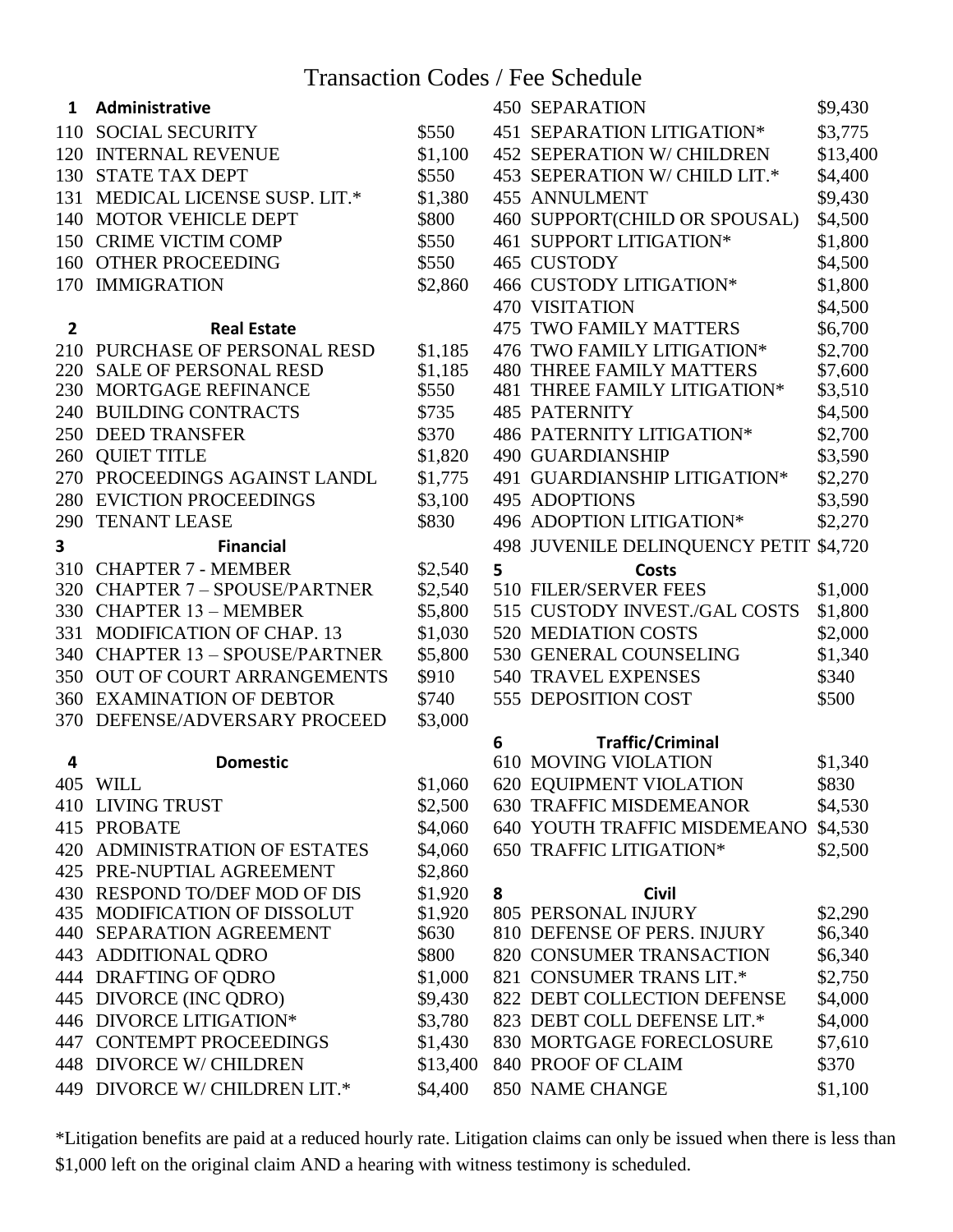# Transaction Codes / Fee Schedule

## 1 Administrative

| Code | Description | Fee |
|---|---|---|
| 110 | SOCIAL SECURITY | $550 |
| 120 | INTERNAL REVENUE | $1,100 |
| 130 | STATE TAX DEPT | $550 |
| 131 | MEDICAL LICENSE SUSP. LIT.* | $1,380 |
| 140 | MOTOR VEHICLE DEPT | $800 |
| 150 | CRIME VICTIM COMP | $550 |
| 160 | OTHER PROCEEDING | $550 |
| 170 | IMMIGRATION | $2,860 |

## 2 Real Estate

| Code | Description | Fee |
|---|---|---|
| 210 | PURCHASE OF PERSONAL RESD | $1,185 |
| 220 | SALE OF PERSONAL RESD | $1,185 |
| 230 | MORTGAGE REFINANCE | $550 |
| 240 | BUILDING CONTRACTS | $735 |
| 250 | DEED TRANSFER | $370 |
| 260 | QUIET TITLE | $1,820 |
| 270 | PROCEEDINGS AGAINST LANDL | $1,775 |
| 280 | EVICTION PROCEEDINGS | $3,100 |
| 290 | TENANT LEASE | $830 |

## 3 Financial

| Code | Description | Fee |
|---|---|---|
| 310 | CHAPTER 7 - MEMBER | $2,540 |
| 320 | CHAPTER 7 – SPOUSE/PARTNER | $2,540 |
| 330 | CHAPTER 13 – MEMBER | $5,800 |
| 331 | MODIFICATION OF CHAP. 13 | $1,030 |
| 340 | CHAPTER 13 – SPOUSE/PARTNER | $5,800 |
| 350 | OUT OF COURT ARRANGEMENTS | $910 |
| 360 | EXAMINATION OF DEBTOR | $740 |
| 370 | DEFENSE/ADVERSARY PROCEED | $3,000 |

## 4 Domestic

| Code | Description | Fee |
|---|---|---|
| 405 | WILL | $1,060 |
| 410 | LIVING TRUST | $2,500 |
| 415 | PROBATE | $4,060 |
| 420 | ADMINISTRATION OF ESTATES | $4,060 |
| 425 | PRE-NUPTIAL AGREEMENT | $2,860 |
| 430 | RESPOND TO/DEF MOD OF DIS | $1,920 |
| 435 | MODIFICATION OF DISSOLUT | $1,920 |
| 440 | SEPARATION AGREEMENT | $630 |
| 443 | ADDITIONAL QDRO | $800 |
| 444 | DRAFTING OF QDRO | $1,000 |
| 445 | DIVORCE (INC QDRO) | $9,430 |
| 446 | DIVORCE LITIGATION* | $3,780 |
| 447 | CONTEMPT PROCEEDINGS | $1,430 |
| 448 | DIVORCE W/ CHILDREN | $13,400 |
| 449 | DIVORCE W/ CHILDREN LIT.* | $4,400 |
| 450 | SEPARATION | $9,430 |
| 451 | SEPARATION LITIGATION* | $3,775 |
| 452 | SEPERATION W/ CHILDREN | $13,400 |
| 453 | SEPERATION W/ CHILD LIT.* | $4,400 |
| 455 | ANNULMENT | $9,430 |
| 460 | SUPPORT(CHILD OR SPOUSAL) | $4,500 |
| 461 | SUPPORT LITIGATION* | $1,800 |
| 465 | CUSTODY | $4,500 |
| 466 | CUSTODY LITIGATION* | $1,800 |
| 470 | VISITATION | $4,500 |
| 475 | TWO FAMILY MATTERS | $6,700 |
| 476 | TWO FAMILY LITIGATION* | $2,700 |
| 480 | THREE FAMILY MATTERS | $7,600 |
| 481 | THREE FAMILY LITIGATION* | $3,510 |
| 485 | PATERNITY | $4,500 |
| 486 | PATERNITY LITIGATION* | $2,700 |
| 490 | GUARDIANSHIP | $3,590 |
| 491 | GUARDIANSHIP LITIGATION* | $2,270 |
| 495 | ADOPTIONS | $3,590 |
| 496 | ADOPTION LITIGATION* | $2,270 |
| 498 | JUVENILE DELINQUENCY PETIT | $4,720 |

## 5 Costs

| Code | Description | Fee |
|---|---|---|
| 510 | FILER/SERVER FEES | $1,000 |
| 515 | CUSTODY INVEST./GAL COSTS | $1,800 |
| 520 | MEDIATION COSTS | $2,000 |
| 530 | GENERAL COUNSELING | $1,340 |
| 540 | TRAVEL EXPENSES | $340 |
| 555 | DEPOSITION COST | $500 |

## 6 Traffic/Criminal

| Code | Description | Fee |
|---|---|---|
| 610 | MOVING VIOLATION | $1,340 |
| 620 | EQUIPMENT VIOLATION | $830 |
| 630 | TRAFFIC MISDEMEANOR | $4,530 |
| 640 | YOUTH TRAFFIC MISDEMEANO | $4,530 |
| 650 | TRAFFIC LITIGATION* | $2,500 |

## 8 Civil

| Code | Description | Fee |
|---|---|---|
| 805 | PERSONAL INJURY | $2,290 |
| 810 | DEFENSE OF PERS. INJURY | $6,340 |
| 820 | CONSUMER TRANSACTION | $6,340 |
| 821 | CONSUMER TRANS LIT.* | $2,750 |
| 822 | DEBT COLLECTION DEFENSE | $4,000 |
| 823 | DEBT COLL DEFENSE LIT.* | $4,000 |
| 830 | MORTGAGE FORECLOSURE | $7,610 |
| 840 | PROOF OF CLAIM | $370 |
| 850 | NAME CHANGE | $1,100 |

*Litigation benefits are paid at a reduced hourly rate. Litigation claims can only be issued when there is less than $1,000 left on the original claim AND a hearing with witness testimony is scheduled.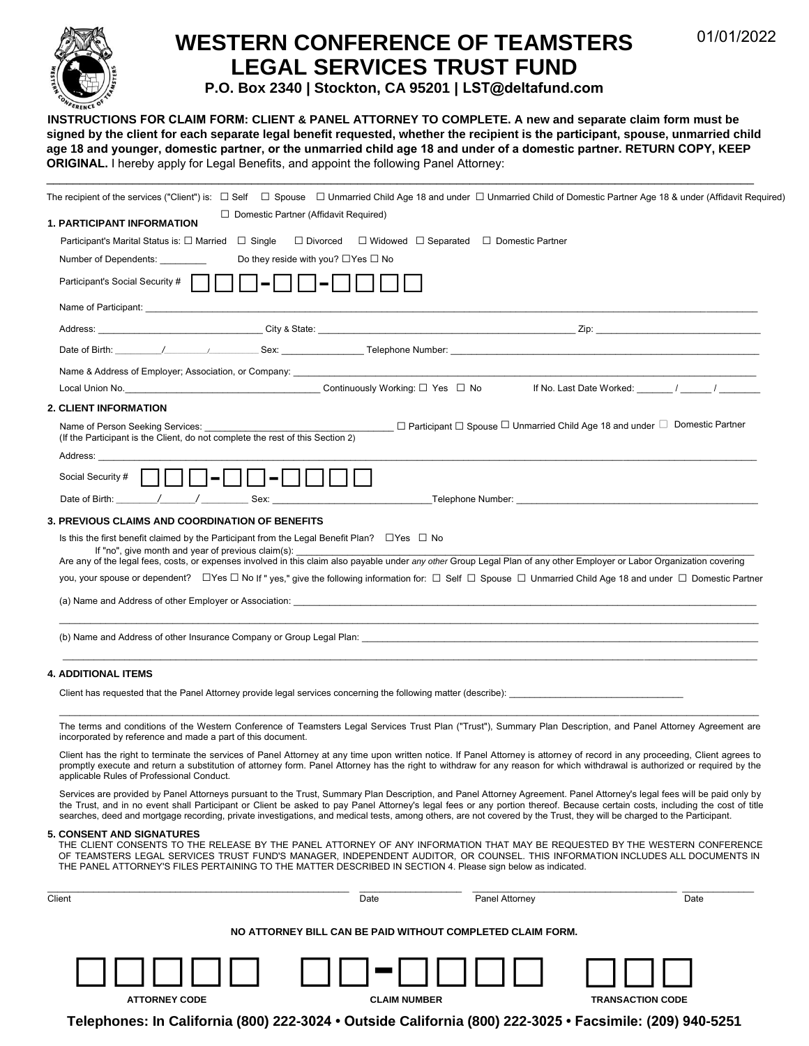# WESTERN CONFERENCE OF TEAMSTERS LEGAL SERVICES TRUST FUND

01/01/2022

**P.O. Box 2340 | Stockton, CA 95201 | LST@deltafund.com**

**INSTRUCTIONS FOR CLAIM FORM: CLIENT & PANEL ATTORNEY TO COMPLETE. A new and separate claim form must be signed by the client for each separate legal benefit requested, whether the recipient is the participant, spouse, unmarried child age 18 and younger, domestic partner, or the unmarried child age 18 and under of a domestic partner. RETURN COPY, KEEP ORIGINAL.** I hereby apply for Legal Benefits, and appoint the following Panel Attorney:

___________________________________________________________________________

The recipient of the services ("Client") is: ☐ Self ☐ Spouse ☐ Unmarried Child Age 18 and under ☐ Unmarried Child of Domestic Partner Age 18 & under (Affidavit Required) ☐ Domestic Partner (Affidavit Required)

## 1. PARTICIPANT INFORMATION

Participant's Marital Status is: ☐ Married ☐ Single ☐ Divorced ☐ Widowed ☐ Separated ☐ Domestic Partner

Number of Dependents: _________ Do they reside with you? ☐Yes ☐ No

Participant's Social Security # ☐☐☐-☐☐-☐☐☐☐

Name of Participant: ___________________________________________

Address: ______________________ City & State: ______________________ Zip: ______________

Date of Birth: _______/_______/_______ Sex: ____________ Telephone Number: ______________________

Name & Address of Employer; Association, or Company: ___________________________________________

Local Union No.______________________ Continuously Working: ☐ Yes ☐ No If No. Last Date Worked: _______ / ______ / ________

## 2. CLIENT INFORMATION

Name of Person Seeking Services: ______________________ ☐ Participant ☐ Spouse ☐ Unmarried Child Age 18 and under ☐ Domestic Partner
(If the Participant is the Client, do not complete the rest of this Section 2)

Address: ___________________________________________

Social Security # ☐☐☐-☐☐-☐☐☐☐

Date of Birth: ________/______/ _________ Sex: ______________________Telephone Number: ______________________

## 3. PREVIOUS CLAIMS AND COORDINATION OF BENEFITS

Is this the first benefit claimed by the Participant from the Legal Benefit Plan? ☐Yes ☐ No

If "no", give month and year of previous claim(s): ___________________________________________

Are any of the legal fees, costs, or expenses involved in this claim also payable under *any other* Group Legal Plan of any other Employer or Labor Organization covering you, your spouse or dependent? ☐Yes ☐ No If " yes," give the following information for: ☐ Self ☐ Spouse ☐ Unmarried Child Age 18 and under ☐ Domestic Partner

(a) Name and Address of other Employer or Association: ___________________________________________

___________________________________________

(b) Name and Address of other Insurance Company or Group Legal Plan: ___________________________________________

___________________________________________

## 4. ADDITIONAL ITEMS

Client has requested that the Panel Attorney provide legal services concerning the following matter (describe): ______________________

___________________________________________

The terms and conditions of the Western Conference of Teamsters Legal Services Trust Plan ("Trust"), Summary Plan Description, and Panel Attorney Agreement are incorporated by reference and made a part of this document.

Client has the right to terminate the services of Panel Attorney at any time upon written notice. If Panel Attorney is attorney of record in any proceeding, Client agrees to promptly execute and return a substitution of attorney form. Panel Attorney has the right to withdraw for any reason for which withdrawal is authorized or required by the applicable Rules of Professional Conduct.

Services are provided by Panel Attorneys pursuant to the Trust, Summary Plan Description, and Panel Attorney Agreement. Panel Attorney's legal fees will be paid only by the Trust, and in no event shall Participant or Client be asked to pay Panel Attorney's legal fees or any portion thereof. Because certain costs, including the cost of title searches, deed and mortgage recording, private investigations, and medical tests, among others, are not covered by the Trust, they will be charged to the Participant.

## 5. CONSENT AND SIGNATURES

THE CLIENT CONSENTS TO THE RELEASE BY THE PANEL ATTORNEY OF ANY INFORMATION THAT MAY BE REQUESTED BY THE WESTERN CONFERENCE OF TEAMSTERS LEGAL SERVICES TRUST FUND'S MANAGER, INDEPENDENT AUDITOR, OR COUNSEL. THIS INFORMATION INCLUDES ALL DOCUMENTS IN THE PANEL ATTORNEY'S FILES PERTAINING TO THE MATTER DESCRIBED IN SECTION 4. Please sign below as indicated.

______________________ ____________ ______________________ ____________
Client Date Panel Attorney Date

**NO ATTORNEY BILL CAN BE PAID WITHOUT COMPLETED CLAIM FORM.**

☐☐☐☐☐ ☐☐-☐☐☐☐☐ ☐☐☐

**ATTORNEY CODE** **CLAIM NUMBER** **TRANSACTION CODE**

**Telephones: In California (800) 222-3024 • Outside California (800) 222-3025 • Facsimile: (209) 940-5251**